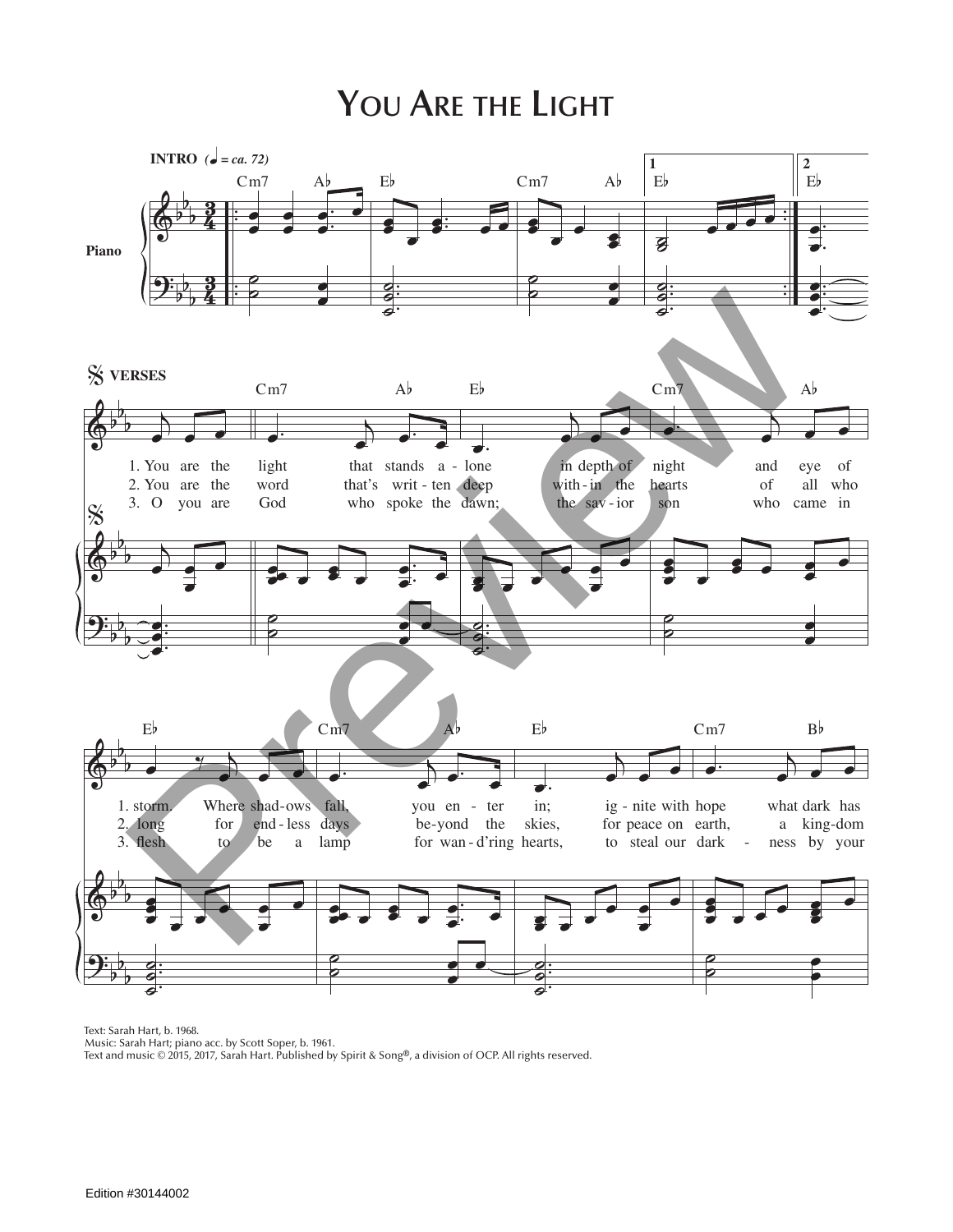# You Are the Light

**INTRO** (♩ = ca. 72)

Piano

Cm7 A♭ E♭ Cm7 A♭ E♭ E♭

𝄋 **VERSES**

Cm7 A♭ E♭ Cm7 A♭

1. You are the light that stands a - lone in depth of night and eye of
2. You are the word that's writ - ten deep with - in the hearts of all who
3. O you are God who spoke the dawn; the sav - ior son who came in

E♭ Cm7 A♭ E♭ Cm7 B♭

1. storm. Where shad - ows fall, you en - ter in; ig - nite with hope what dark has
2. long for end - less days be - yond the skies, for peace on earth, a king - dom
3. flesh to be a lamp for wan - d'ring hearts, to steal our dark - ness by your

Text: Sarah Hart, b. 1968.
Music: Sarah Hart; piano acc. by Scott Soper, b. 1961.
Text and music © 2015, 2017, Sarah Hart. Published by Spirit & Song®, a division of OCP. All rights reserved.

Edition #30144002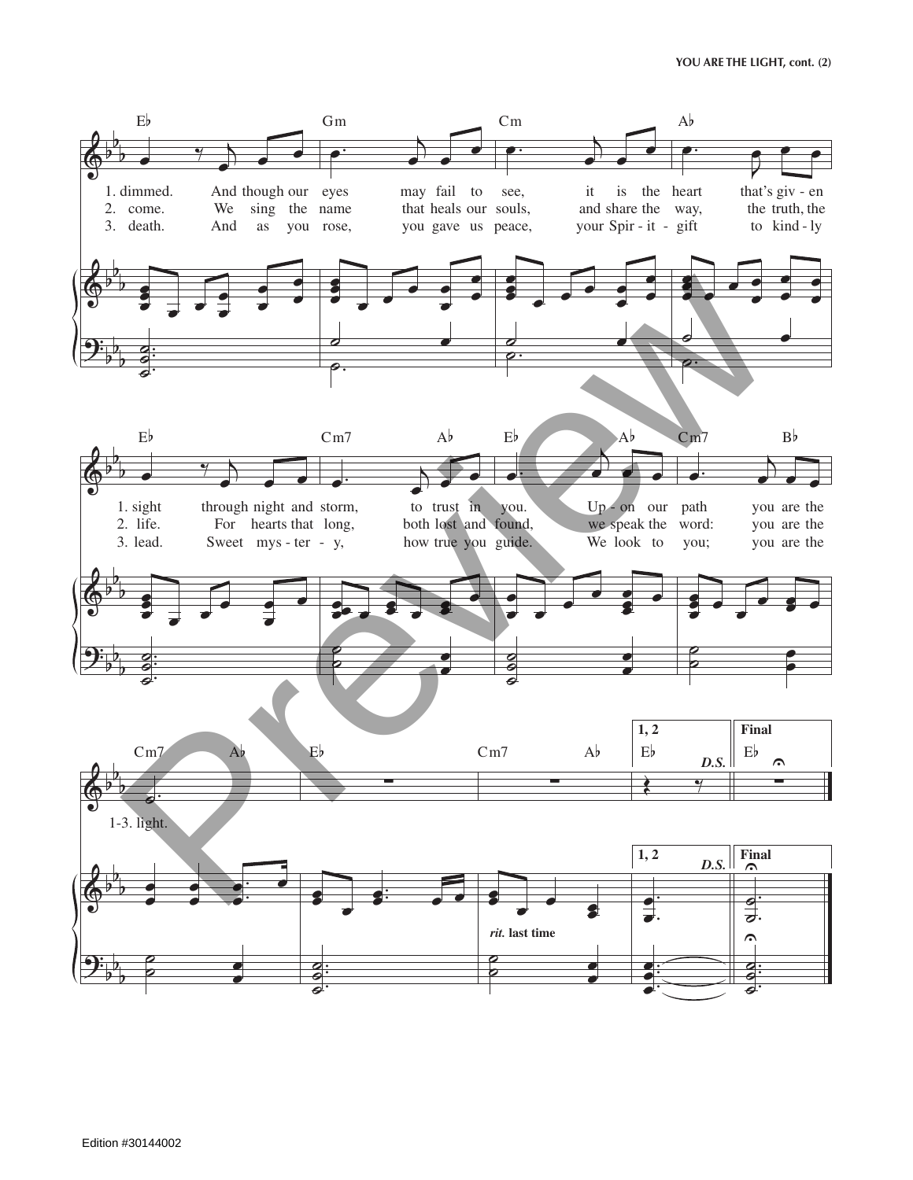Eb Gm Cm Ab

1. dimmed. And though our eyes may fail to see, it is the heart that's giv - en
2. come. We sing the name that heals our souls, and share the way, the truth, the
3. death. And as you rose, you gave us peace, your Spir - it - gift to kind - ly

Eb Cm7 Ab Eb Ab Cm7 Bb

1. sight through night and storm, to trust in you. Up - on our path you are the
2. life. For hearts that long, both lost and found, we speak the word: you are the
3. lead. Sweet mys - ter - y, how true you guide. We look to you; you are the

Cm7 Ab Eb Cm7 Ab

1, 2 Eb *D.S.*

Final Eb

1-3. light.

*rit.* **last time**

Edition #30144002